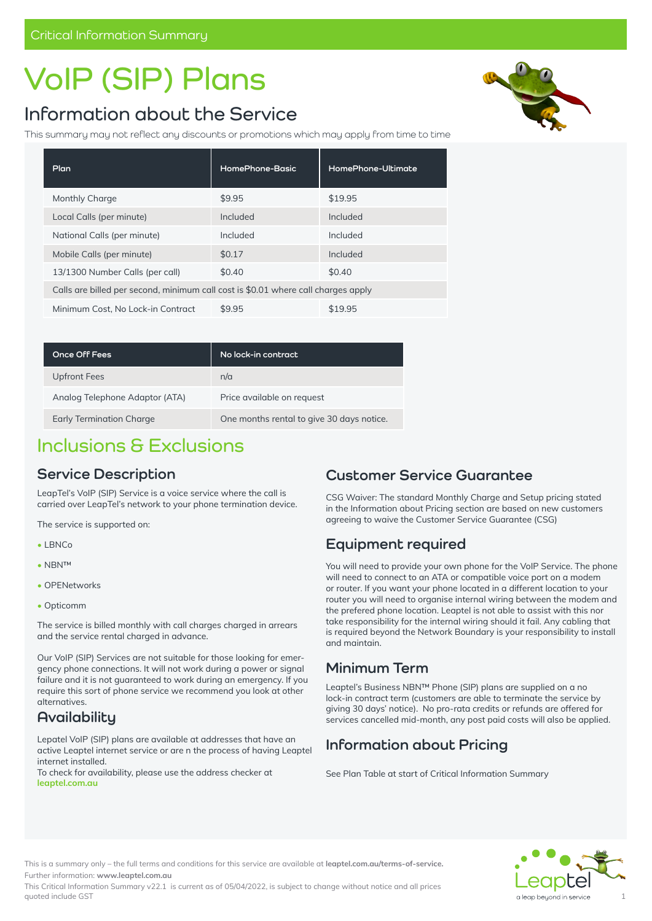Critical Information Summary

# VoIP (SIP) Plans

## Information about the Service

This summary may not reflect any discounts or promotions which may apply from time to time

| Plan | HomePhone-Basic | HomePhone-Ultimate |
|---|---|---|
| Monthly Charge | $9.95 | $19.95 |
| Local Calls (per minute) | Included | Included |
| National Calls (per minute) | Included | Included |
| Mobile Calls (per minute) | $0.17 | Included |
| 13/1300 Number Calls (per call) | $0.40 | $0.40 |
| Calls are billed per second, minimum call cost is $0.01 where call charges apply | | |
| Minimum Cost, No Lock-in Contract | $9.95 | $19.95 |

| Once Off Fees | No lock-in contract |
|---|---|
| Upfront Fees | n/a |
| Analog Telephone Adaptor (ATA) | Price available on request |
| Early Termination Charge | One months rental to give 30 days notice. |

# Inclusions & Exclusions

## Service Description

LeapTel's VoIP (SIP) Service is a voice service where the call is carried over LeapTel's network to your phone termination device.

The service is supported on:

- LBNCo
- NBN™
- OPENetworks
- Opticomm

The service is billed monthly with call charges charged in arrears and the service rental charged in advance.

Our VoIP (SIP) Services are not suitable for those looking for emergency phone connections. It will not work during a power or signal failure and it is not guaranteed to work during an emergency. If you require this sort of phone service we recommend you look at other alternatives.

## Availability

Lepatel VoIP (SIP) plans are available at addresses that have an active Leaptel internet service or are n the process of having Leaptel internet installed.
To check for availability, please use the address checker at **leaptel.com.au**

## Customer Service Guarantee

CSG Waiver: The standard Monthly Charge and Setup pricing stated in the Information about Pricing section are based on new customers agreeing to waive the Customer Service Guarantee (CSG)

## Equipment required

You will need to provide your own phone for the VoIP Service. The phone will need to connect to an ATA or compatible voice port on a modem or router. If you want your phone located in a different location to your router you will need to organise internal wiring between the modem and the prefered phone location. Leaptel is not able to assist with this nor take responsibility for the internal wiring should it fail. Any cabling that is required beyond the Network Boundary is your responsibility to install and maintain.

## Minimum Term

Leaptel's Business NBN™ Phone (SIP) plans are supplied on a no lock-in contract term (customers are able to terminate the service by giving 30 days' notice). No pro-rata credits or refunds are offered for services cancelled mid-month, any post paid costs will also be applied.

## Information about Pricing

See Plan Table at start of Critical Information Summary

This is a summary only – the full terms and conditions for this service are available at **leaptel.com.au/terms-of-service.**
Further information: **www.leaptel.com.au**
This Critical Information Summary v22.1 is current as of 05/04/2022, is subject to change without notice and all prices quoted include GST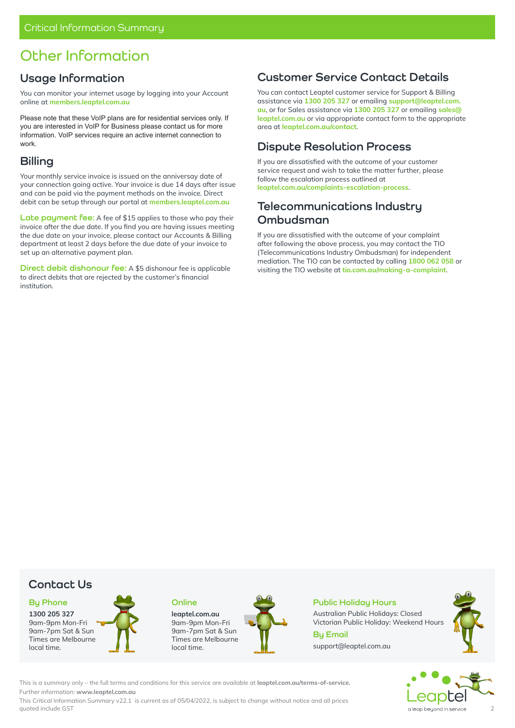# Other Information

## Usage Information

You can monitor your internet usage by logging into your Account online at **members.leaptel.com.au**

Please note that these VoIP plans are for residential services only. If you are interested in VoIP for Business please contact us for more information. VoIP services require an active internet connection to work.

## Billing

Your monthly service invoice is issued on the anniversay date of your connection going active. Your invoice is due 14 days after issue and can be paid via the payment methods on the invoice. Direct debit can be setup through our portal at **members.leaptel.com.au**

**Late payment fee:** A fee of $15 applies to those who pay their invoice after the due date. If you find you are having issues meeting the due date on your invoice, please contact our Accounts & Billing department at least 2 days before the due date of your invoice to set up an alternative payment plan.

**Direct debit dishonour fee:** A $5 dishonour fee is applicable to direct debits that are rejected by the customer's financial institution.

## Customer Service Contact Details

You can contact Leaptel customer service for Support & Billing assistance via **1300 205 327** or emailing **support@leaptel.com.au**, or for Sales assistance via **1300 205 327** or emailing **sales@leaptel.com.au** or via appropriate contact form to the appropriate area at **leaptel.com.au/contact**.

## Dispute Resolution Process

If you are dissatisfied with the outcome of your customer service request and wish to take the matter further, please follow the escalation process outlined at **leaptel.com.au/complaints-escalation-process**.

## Telecommunications Industry Ombudsman

If you are dissatisfied with the outcome of your complaint after following the above process, you may contact the TIO (Telecommunications Industry Ombudsman) for independent mediation. The TIO can be contacted by calling **1800 062 058** or visiting the TIO website at **tio.com.au/making-a-complaint**.

## Contact Us

### By Phone

**1300 205 327**
9am-9pm Mon-Fri
9am-7pm Sat & Sun
Times are Melbourne local time.

### Online

**leaptel.com.au**
9am-9pm Mon-Fri
9am-7pm Sat & Sun
Times are Melbourne local time.

### Public Holiday Hours

Australian Public Holidays: Closed
Victorian Public Holiday: Weekend Hours

### By Email

support@leaptel.com.au

This is a summary only – the full terms and conditions for this service are available at **leaptel.com.au/terms-of-service.**

Further information: **www.leaptel.com.au**

This Critical Information Summary v22.1 is current as of 05/04/2022, is subject to change without notice and all prices quoted include GST